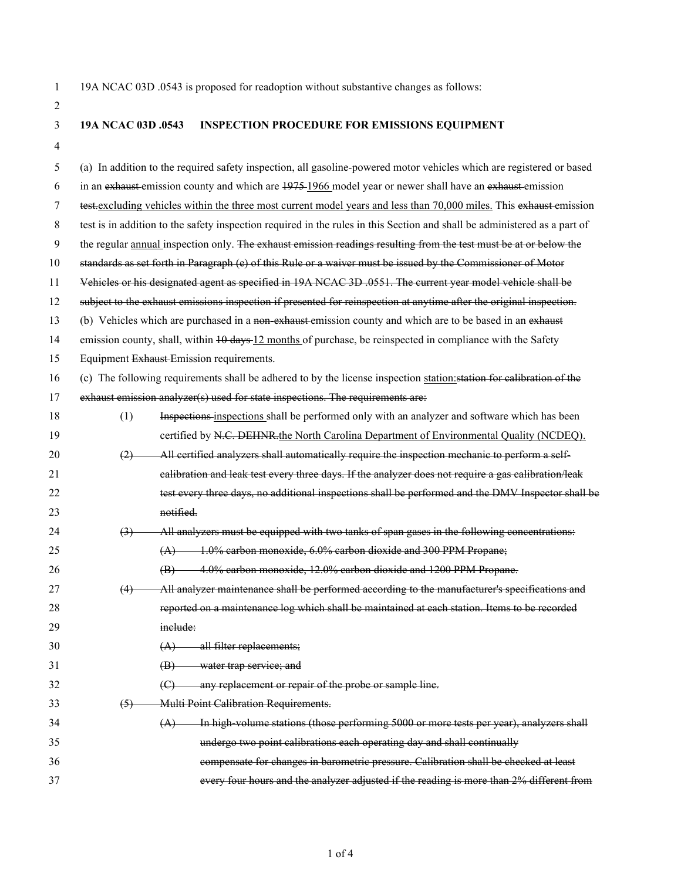19A NCAC 03D .0543 is proposed for readoption without substantive changes as follows:

**19A NCAC 03D .0543 INSPECTION PROCEDURE FOR EMISSIONS EQUIPMENT**

(a) In addition to the required safety inspection, all gasoline-powered motor vehicles which are registered or based in an ~~exhaust~~ emission county and which are ~~1975~~ 1966 model year or newer shall have an ~~exhaust~~ emission ~~test.~~excluding vehicles within the three most current model years and less than 70,000 miles. This ~~exhaust~~ emission test is in addition to the safety inspection required in the rules in this Section and shall be administered as a part of the regular annual inspection only. ~~The exhaust emission readings resulting from the test must be at or below the standards as set forth in Paragraph (e) of this Rule or a waiver must be issued by the Commissioner of Motor Vehicles or his designated agent as specified in 19A NCAC 3D .0551. The current year model vehicle shall be subject to the exhaust emissions inspection if presented for reinspection at anytime after the original inspection.~~

(b) Vehicles which are purchased in a ~~non-exhaust~~ emission county and which are to be based in an ~~exhaust~~ emission county, shall, within ~~10 days~~ 12 months of purchase, be reinspected in compliance with the Safety Equipment ~~Exhaust~~ Emission requirements.

(c) The following requirements shall be adhered to by the license inspection station:~~station for calibration of the exhaust emission analyzer(s) used for state inspections. The requirements are:~~

(1) ~~Inspections~~ inspections shall be performed only with an analyzer and software which has been certified by ~~N.C. DEHNR.~~the North Carolina Department of Environmental Quality (NCDEQ).

~~(2) All certified analyzers shall automatically require the inspection mechanic to perform a self-calibration and leak test every three days. If the analyzer does not require a gas calibration/leak test every three days, no additional inspections shall be performed and the DMV Inspector shall be notified.~~

~~(3) All analyzers must be equipped with two tanks of span gases in the following concentrations:~~

~~(A) 1.0% carbon monoxide, 6.0% carbon dioxide and 300 PPM Propane;~~

~~(B) 4.0% carbon monoxide, 12.0% carbon dioxide and 1200 PPM Propane.~~

~~(4) All analyzer maintenance shall be performed according to the manufacturer's specifications and reported on a maintenance log which shall be maintained at each station. Items to be recorded include:~~

~~(A) all filter replacements;~~

~~(B) water trap service; and~~

~~(C) any replacement or repair of the probe or sample line.~~

~~(5) Multi Point Calibration Requirements.~~

~~(A) In high-volume stations (those performing 5000 or more tests per year), analyzers shall undergo two point calibrations each operating day and shall continually compensate for changes in barometric pressure. Calibration shall be checked at least every four hours and the analyzer adjusted if the reading is more than 2% different from~~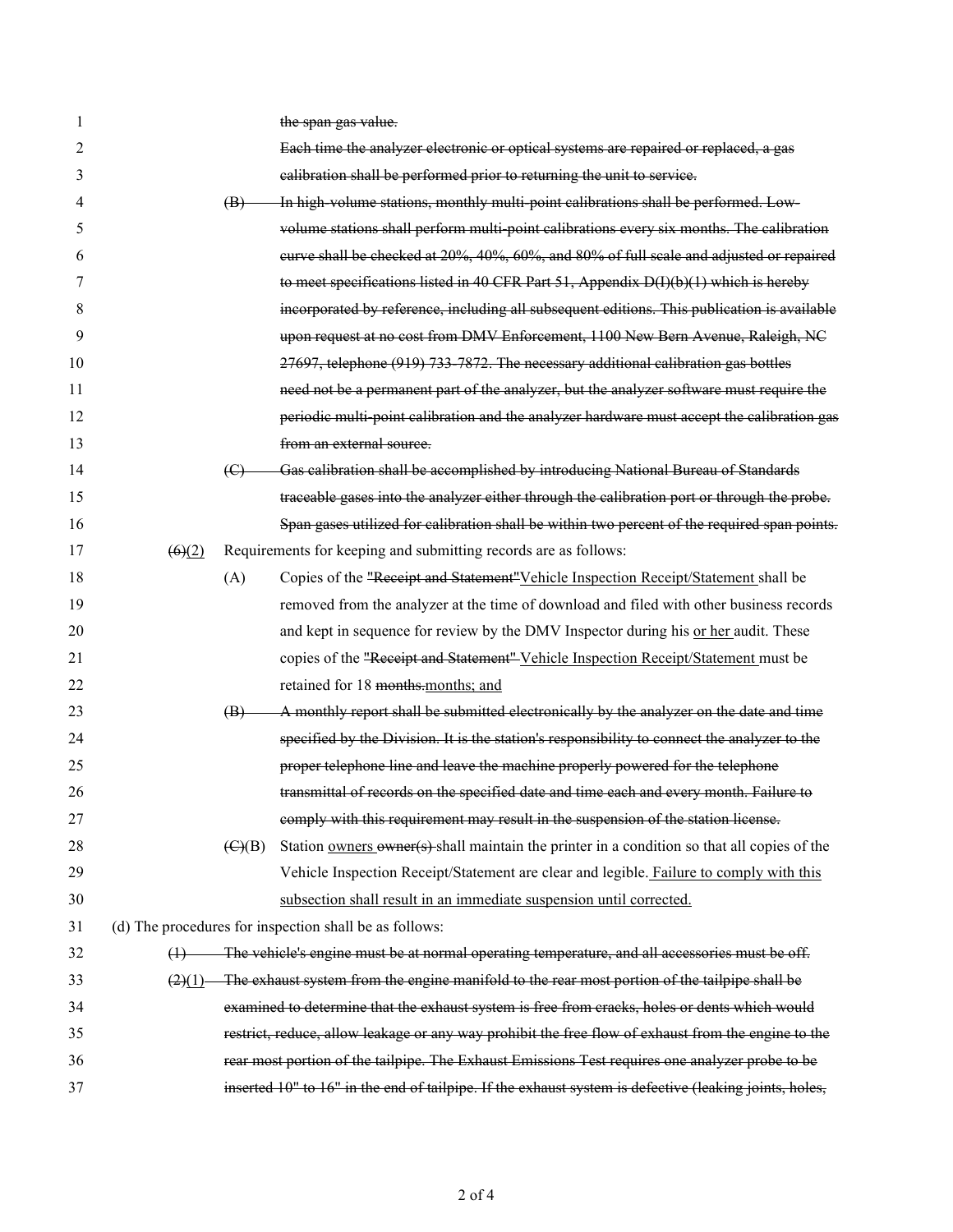~~the span gas value.~~

~~Each time the analyzer electronic or optical systems are repaired or replaced, a gas calibration shall be performed prior to returning the unit to service.~~

~~(B) In high-volume stations, monthly multi-point calibrations shall be performed. Low-volume stations shall perform multi-point calibrations every six months. The calibration curve shall be checked at 20%, 40%, 60%, and 80% of full scale and adjusted or repaired to meet specifications listed in 40 CFR Part 51, Appendix D(I)(b)(1) which is hereby incorporated by reference, including all subsequent editions. This publication is available upon request at no cost from DMV Enforcement, 1100 New Bern Avenue, Raleigh, NC 27697, telephone (919) 733-7872. The necessary additional calibration gas bottles need not be a permanent part of the analyzer, but the analyzer software must require the periodic multi-point calibration and the analyzer hardware must accept the calibration gas from an external source.~~

~~(C) Gas calibration shall be accomplished by introducing National Bureau of Standards traceable gases into the analyzer either through the calibration port or through the probe. Span gases utilized for calibration shall be within two percent of the required span points.~~

~~(6)~~(2) Requirements for keeping and submitting records are as follows:

(A) Copies of the ~~"Receipt and Statement"~~Vehicle Inspection Receipt/Statement shall be removed from the analyzer at the time of download and filed with other business records and kept in sequence for review by the DMV Inspector during his or her audit. These copies of the ~~"Receipt and Statement"~~ Vehicle Inspection Receipt/Statement must be retained for 18 ~~months.~~months; and

~~(B) A monthly report shall be submitted electronically by the analyzer on the date and time specified by the Division. It is the station's responsibility to connect the analyzer to the proper telephone line and leave the machine properly powered for the telephone transmittal of records on the specified date and time each and every month. Failure to comply with this requirement may result in the suspension of the station license.~~

~~(C)~~(B) Station owners ~~owner(s)~~ shall maintain the printer in a condition so that all copies of the Vehicle Inspection Receipt/Statement are clear and legible. Failure to comply with this subsection shall result in an immediate suspension until corrected.

(d) The procedures for inspection shall be as follows:

~~(1) The vehicle's engine must be at normal operating temperature, and all accessories must be off.~~

~~(2)~~(1) ~~The exhaust system from the engine manifold to the rear most portion of the tailpipe shall be examined to determine that the exhaust system is free from cracks, holes or dents which would restrict, reduce, allow leakage or any way prohibit the free flow of exhaust from the engine to the rear most portion of the tailpipe. The Exhaust Emissions Test requires one analyzer probe to be inserted 10" to 16" in the end of tailpipe. If the exhaust system is defective (leaking joints, holes,~~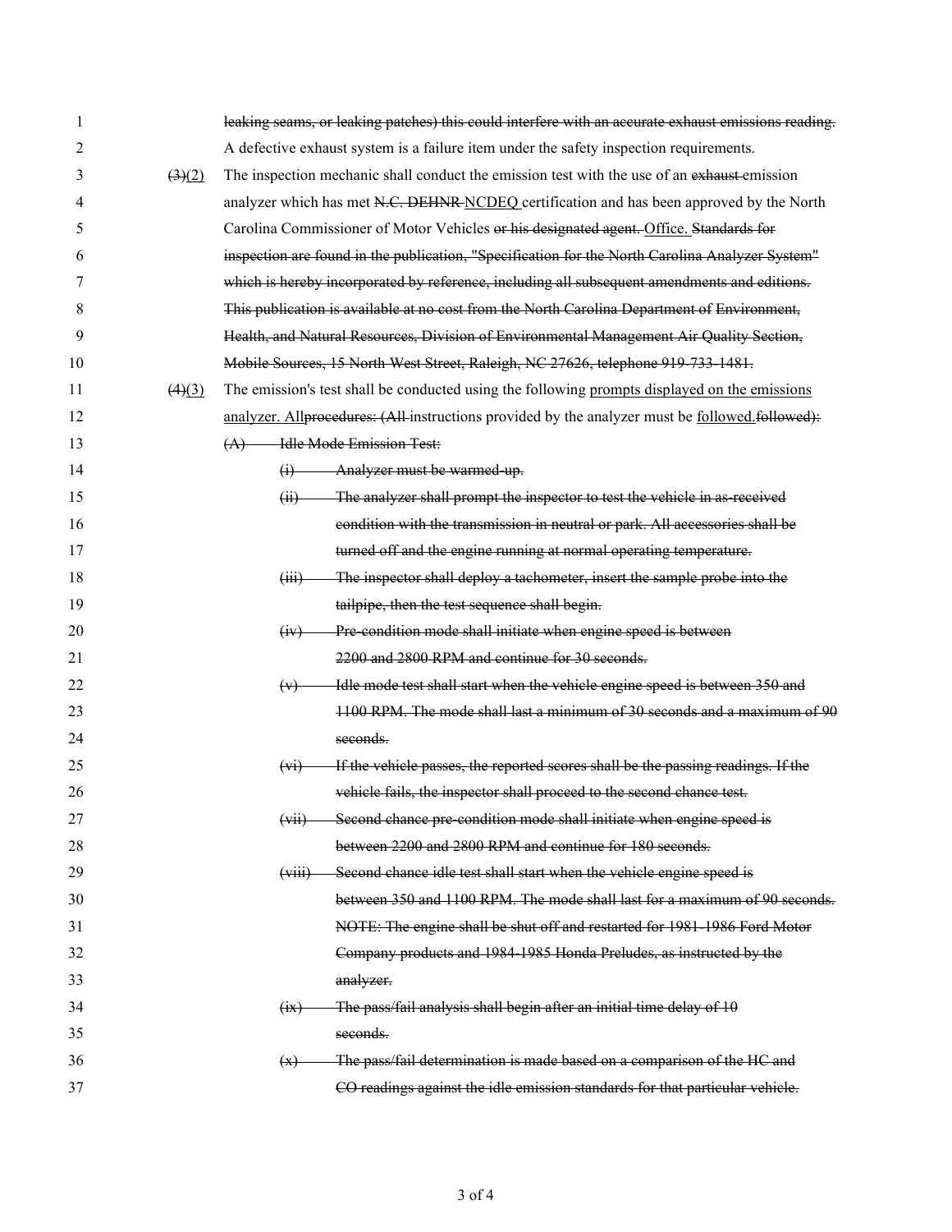leaking seams, or leaking patches) this could interfere with an accurate exhaust emissions reading. A defective exhaust system is a failure item under the safety inspection requirements.

(3)(2) The inspection mechanic shall conduct the emission test with the use of an exhaust emission analyzer which has met N.C. DEHNR NCDEQ certification and has been approved by the North Carolina Commissioner of Motor Vehicles or his designated agent. Office. Standards for inspection are found in the publication, "Specification for the North Carolina Analyzer System" which is hereby incorporated by reference, including all subsequent amendments and editions. This publication is available at no cost from the North Carolina Department of Environment, Health, and Natural Resources, Division of Environmental Management Air Quality Section, Mobile Sources, 15 North West Street, Raleigh, NC 27626, telephone 919-733-1481.

(4)(3) The emission's test shall be conducted using the following prompts displayed on the emissions analyzer. All procedures: (All instructions provided by the analyzer must be followed. followed):

(A) Idle Mode Emission Test:

(i) Analyzer must be warmed-up.

(ii) The analyzer shall prompt the inspector to test the vehicle in as-received condition with the transmission in neutral or park. All accessories shall be turned off and the engine running at normal operating temperature.

(iii) The inspector shall deploy a tachometer, insert the sample probe into the tailpipe, then the test sequence shall begin.

(iv) Pre-condition mode shall initiate when engine speed is between 2200 and 2800 RPM and continue for 30 seconds.

(v) Idle mode test shall start when the vehicle engine speed is between 350 and 1100 RPM. The mode shall last a minimum of 30 seconds and a maximum of 90 seconds.

(vi) If the vehicle passes, the reported scores shall be the passing readings. If the vehicle fails, the inspector shall proceed to the second chance test.

(vii) Second chance pre-condition mode shall initiate when engine speed is between 2200 and 2800 RPM and continue for 180 seconds.

(viii) Second chance idle test shall start when the vehicle engine speed is between 350 and 1100 RPM. The mode shall last for a maximum of 90 seconds. NOTE: The engine shall be shut off and restarted for 1981-1986 Ford Motor Company products and 1984-1985 Honda Preludes, as instructed by the analyzer.

(ix) The pass/fail analysis shall begin after an initial time delay of 10 seconds.

(x) The pass/fail determination is made based on a comparison of the HC and CO readings against the idle emission standards for that particular vehicle.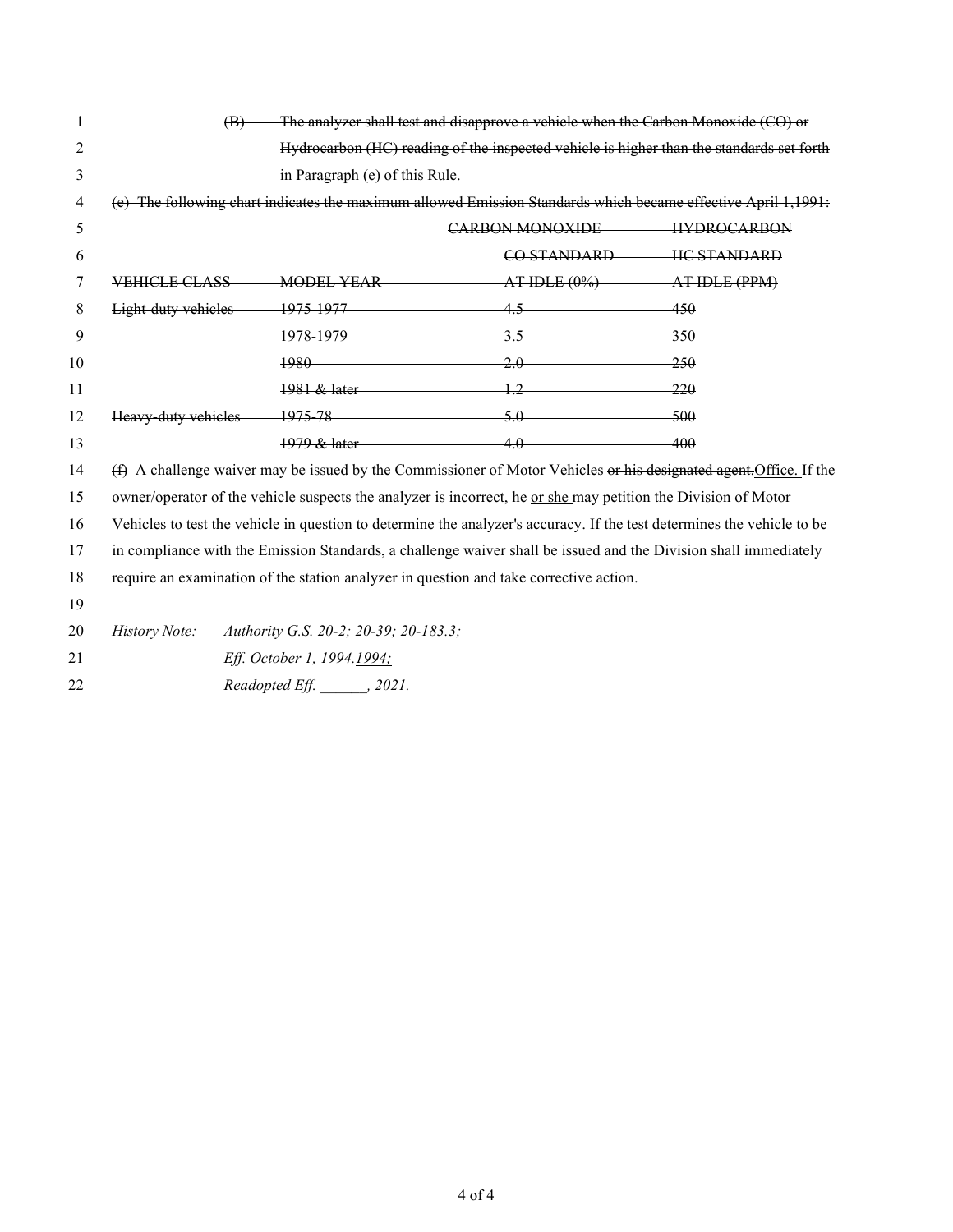~~(B) The analyzer shall test and disapprove a vehicle when the Carbon Monoxide (CO) or Hydrocarbon (HC) reading of the inspected vehicle is higher than the standards set forth in Paragraph (e) of this Rule.~~

~~(e) The following chart indicates the maximum allowed Emission Standards which became effective April 1,1991:~~

| | | ~~CARBON MONOXIDE~~ | ~~HYDROCARBON~~ |
|---|---|---|---|
| | | ~~CO STANDARD~~ | ~~HC STANDARD~~ |
| ~~VEHICLE CLASS~~ | ~~MODEL YEAR~~ | ~~AT IDLE (0%)~~ | ~~AT IDLE (PPM)~~ |
| ~~Light-duty vehicles~~ | ~~1975-1977~~ | ~~4.5~~ | ~~450~~ |
| | ~~1978-1979~~ | ~~3.5~~ | ~~350~~ |
| | ~~1980~~ | ~~2.0~~ | ~~250~~ |
| | ~~1981 & later~~ | ~~1.2~~ | ~~220~~ |
| ~~Heavy-duty vehicles~~ | ~~1975-78~~ | ~~5.0~~ | ~~500~~ |
| | ~~1979 & later~~ | ~~4.0~~ | ~~400~~ |

~~(f)~~ A challenge waiver may be issued by the Commissioner of Motor Vehicles ~~or his designated agent.~~Office. If the owner/operator of the vehicle suspects the analyzer is incorrect, he <u>or she</u> may petition the Division of Motor Vehicles to test the vehicle in question to determine the analyzer's accuracy. If the test determines the vehicle to be in compliance with the Emission Standards, a challenge waiver shall be issued and the Division shall immediately require an examination of the station analyzer in question and take corrective action.

*History Note: Authority G.S. 20-2; 20-39; 20-183.3;*
*Eff. October 1, ~~1994.~~<u>1994;</u>*
*Readopted Eff. ______, 2021.*